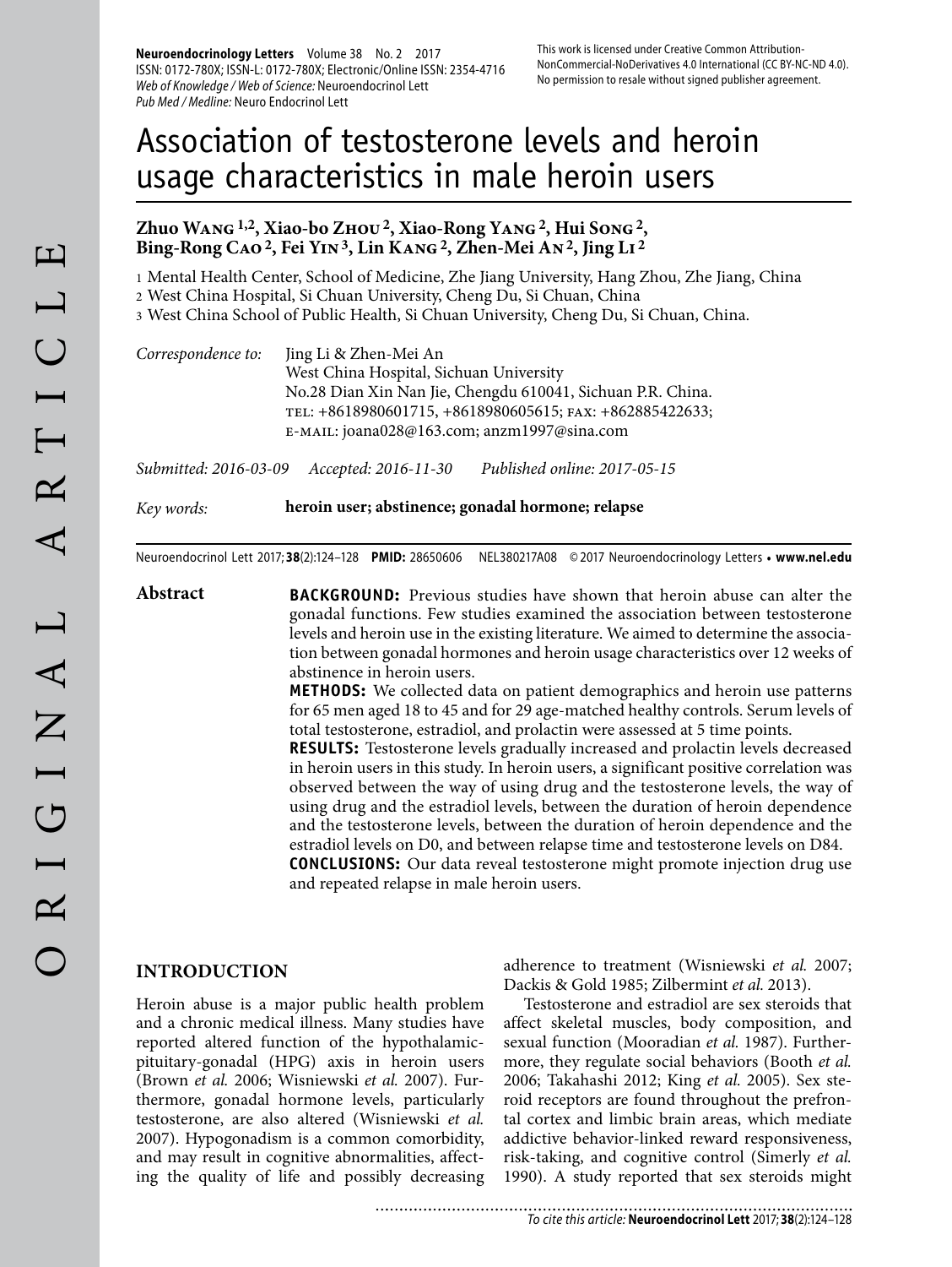# Association of testosterone levels and heroin usage characteristics in male heroin users

**Zhuo Wang [1,2], Xiao-bo Zhou [2], Xiao-Rong Yang [2], Hui Song [2], Bing-Rong Cao [2], Fei Yin [3], Lin Kang [2], Zhen-Mei An [2], Jing Li [2]**

1 Mental Health Center, School of Medicine, Zhe Jiang University, Hang Zhou, Zhe Jiang, China
2 West China Hospital, Si Chuan University, Cheng Du, Si Chuan, China
3 West China School of Public Health, Si Chuan University, Cheng Du, Si Chuan, China.

*Correspondence to:* Jing Li & Zhen-Mei An
West China Hospital, Sichuan University
No.28 Dian Xin Nan Jie, Chengdu 610041, Sichuan P.R. China.
TEL: +8618980601715, +8618980605615; FAX: +862885422633;
E-MAIL: joana028@163.com; anzm1997@sina.com

*Submitted: 2016-03-09 Accepted: 2016-11-30 Published online: 2017-05-15*

*Key words:* **heroin user; abstinence; gonadal hormone; relapse**

Neuroendocrinol Lett 2017;**38**(2):124–128 **PMID:** 28650606 NEL380217A08 © 2017 Neuroendocrinology Letters • **www.nel.edu**

**Abstract**

**BACKGROUND:** Previous studies have shown that heroin abuse can alter the gonadal functions. Few studies examined the association between testosterone levels and heroin use in the existing literature. We aimed to determine the association between gonadal hormones and heroin usage characteristics over 12 weeks of abstinence in heroin users.

**METHODS:** We collected data on patient demographics and heroin use patterns for 65 men aged 18 to 45 and for 29 age-matched healthy controls. Serum levels of total testosterone, estradiol, and prolactin were assessed at 5 time points.

**RESULTS:** Testosterone levels gradually increased and prolactin levels decreased in heroin users in this study. In heroin users, a significant positive correlation was observed between the way of using drug and the testosterone levels, the way of using drug and the estradiol levels, between the duration of heroin dependence and the testosterone levels, between the duration of heroin dependence and the estradiol levels on D0, and between relapse time and testosterone levels on D84.

**CONCLUSIONS:** Our data reveal testosterone might promote injection drug use and repeated relapse in male heroin users.

## INTRODUCTION

Heroin abuse is a major public health problem and a chronic medical illness. Many studies have reported altered function of the hypothalamic-pituitary-gonadal (HPG) axis in heroin users (Brown *et al.* 2006; Wisniewski *et al.* 2007). Furthermore, gonadal hormone levels, particularly testosterone, are also altered (Wisniewski *et al.* 2007). Hypogonadism is a common comorbidity, and may result in cognitive abnormalities, affecting the quality of life and possibly decreasing adherence to treatment (Wisniewski *et al.* 2007; Dackis & Gold 1985; Zilbermint *et al.* 2013).

Testosterone and estradiol are sex steroids that affect skeletal muscles, body composition, and sexual function (Mooradian *et al.* 1987). Furthermore, they regulate social behaviors (Booth *et al.* 2006; Takahashi 2012; King *et al.* 2005). Sex steroid receptors are found throughout the prefrontal cortex and limbic brain areas, which mediate addictive behavior-linked reward responsiveness, risk-taking, and cognitive control (Simerly *et al.* 1990). A study reported that sex steroids might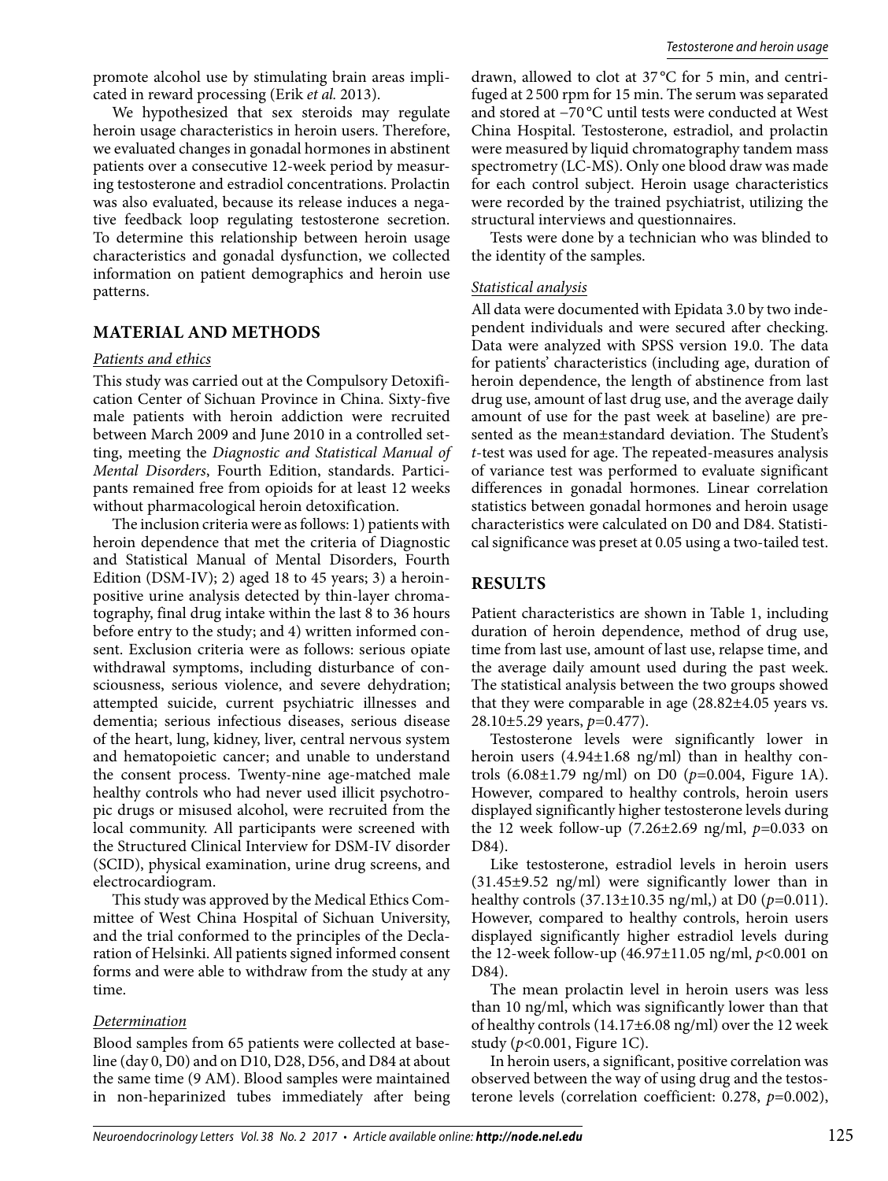promote alcohol use by stimulating brain areas implicated in reward processing (Erik *et al.* 2013).

We hypothesized that sex steroids may regulate heroin usage characteristics in heroin users. Therefore, we evaluated changes in gonadal hormones in abstinent patients over a consecutive 12-week period by measuring testosterone and estradiol concentrations. Prolactin was also evaluated, because its release induces a negative feedback loop regulating testosterone secretion. To determine this relationship between heroin usage characteristics and gonadal dysfunction, we collected information on patient demographics and heroin use patterns.

## MATERIAL AND METHODS

### *Patients and ethics*

This study was carried out at the Compulsory Detoxification Center of Sichuan Province in China. Sixty-five male patients with heroin addiction were recruited between March 2009 and June 2010 in a controlled setting, meeting the *Diagnostic and Statistical Manual of Mental Disorders*, Fourth Edition, standards. Participants remained free from opioids for at least 12 weeks without pharmacological heroin detoxification.

The inclusion criteria were as follows: 1) patients with heroin dependence that met the criteria of Diagnostic and Statistical Manual of Mental Disorders, Fourth Edition (DSM-IV); 2) aged 18 to 45 years; 3) a heroin-positive urine analysis detected by thin-layer chromatography, final drug intake within the last 8 to 36 hours before entry to the study; and 4) written informed consent. Exclusion criteria were as follows: serious opiate withdrawal symptoms, including disturbance of consciousness, serious violence, and severe dehydration; attempted suicide, current psychiatric illnesses and dementia; serious infectious diseases, serious disease of the heart, lung, kidney, liver, central nervous system and hematopoietic cancer; and unable to understand the consent process. Twenty-nine age-matched male healthy controls who had never used illicit psychotropic drugs or misused alcohol, were recruited from the local community. All participants were screened with the Structured Clinical Interview for DSM-IV disorder (SCID), physical examination, urine drug screens, and electrocardiogram.

This study was approved by the Medical Ethics Committee of West China Hospital of Sichuan University, and the trial conformed to the principles of the Declaration of Helsinki. All patients signed informed consent forms and were able to withdraw from the study at any time.

### *Determination*

Blood samples from 65 patients were collected at baseline (day 0, D0) and on D10, D28, D56, and D84 at about the same time (9 AM). Blood samples were maintained in non-heparinized tubes immediately after being drawn, allowed to clot at 37 °C for 5 min, and centrifuged at 2 500 rpm for 15 min. The serum was separated and stored at −70 °C until tests were conducted at West China Hospital. Testosterone, estradiol, and prolactin were measured by liquid chromatography tandem mass spectrometry (LC-MS). Only one blood draw was made for each control subject. Heroin usage characteristics were recorded by the trained psychiatrist, utilizing the structural interviews and questionnaires.

Tests were done by a technician who was blinded to the identity of the samples.

### *Statistical analysis*

All data were documented with Epidata 3.0 by two independent individuals and were secured after checking. Data were analyzed with SPSS version 19.0. The data for patients' characteristics (including age, duration of heroin dependence, the length of abstinence from last drug use, amount of last drug use, and the average daily amount of use for the past week at baseline) are presented as the mean±standard deviation. The Student's *t*-test was used for age. The repeated-measures analysis of variance test was performed to evaluate significant differences in gonadal hormones. Linear correlation statistics between gonadal hormones and heroin usage characteristics were calculated on D0 and D84. Statistical significance was preset at 0.05 using a two-tailed test.

## RESULTS

Patient characteristics are shown in Table 1, including duration of heroin dependence, method of drug use, time from last use, amount of last use, relapse time, and the average daily amount used during the past week. The statistical analysis between the two groups showed that they were comparable in age (28.82±4.05 years vs. 28.10±5.29 years, $p=0.477$).

Testosterone levels were significantly lower in heroin users (4.94±1.68 ng/ml) than in healthy controls (6.08±1.79 ng/ml) on D0 ($p=0.004$, Figure 1A). However, compared to healthy controls, heroin users displayed significantly higher testosterone levels during the 12 week follow-up (7.26±2.69 ng/ml, $p=0.033$ on D84).

Like testosterone, estradiol levels in heroin users (31.45±9.52 ng/ml) were significantly lower than in healthy controls (37.13±10.35 ng/ml,) at D0 ($p=0.011$). However, compared to healthy controls, heroin users displayed significantly higher estradiol levels during the 12-week follow-up (46.97±11.05 ng/ml, $p<0.001$ on D84).

The mean prolactin level in heroin users was less than 10 ng/ml, which was significantly lower than that of healthy controls (14.17±6.08 ng/ml) over the 12 week study ($p<0.001$, Figure 1C).

In heroin users, a significant, positive correlation was observed between the way of using drug and the testosterone levels (correlation coefficient: 0.278, $p=0.002$),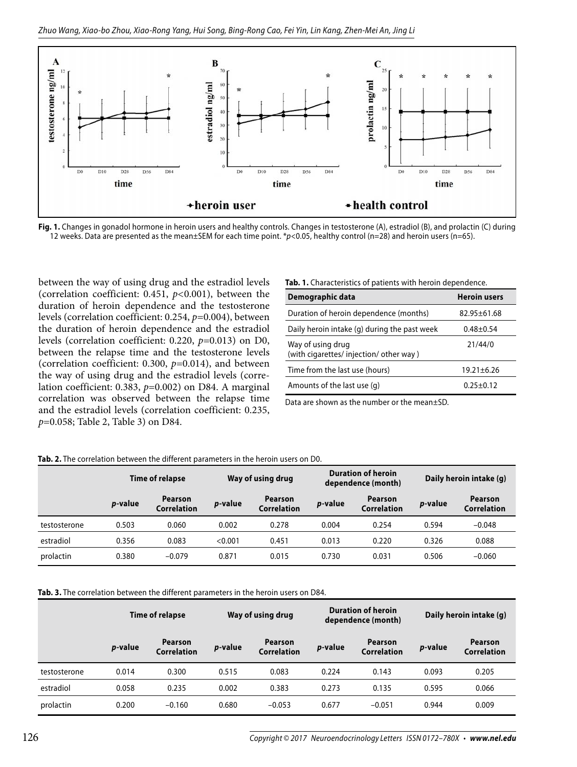**Fig. 1.** Changes in gonadol hormone in heroin users and healthy controls. Changes in testosterone (A), estradiol (B), and prolactin (C) during 12 weeks. Data are presented as the mean±SEM for each time point. *$p<0.05$, healthy control (n=28) and heroin users (n=65).

between the way of using drug and the estradiol levels (correlation coefficient: 0.451, $p<0.001$), between the duration of heroin dependence and the testosterone levels (correlation coefficient: 0.254, $p=0.004$), between the duration of heroin dependence and the estradiol levels (correlation coefficient: 0.220, $p=0.013$) on D0, between the relapse time and the testosterone levels (correlation coefficient: 0.300, $p=0.014$), and between the way of using drug and the estradiol levels (correlation coefficient: 0.383, $p=0.002$) on D84. A marginal correlation was observed between the relapse time and the estradiol levels (correlation coefficient: 0.235, $p=0.058$; Table 2, Table 3) on D84.

**Tab. 1.** Characteristics of patients with heroin dependence.

| Demographic data | Heroin users |
|---|---|
| Duration of heroin dependence (months) | 82.95±61.68 |
| Daily heroin intake (g) during the past week | 0.48±0.54 |
| Way of using drug (with cigarettes/ injection/ other way ) | 21/44/0 |
| Time from the last use (hours) | 19.21±6.26 |
| Amounts of the last use (g) | 0.25±0.12 |

Data are shown as the number or the mean±SD.

**Tab. 2.** The correlation between the different parameters in the heroin users on D0.

| | Time of relapse | | Way of using drug | | Duration of heroin dependence (month) | | Daily heroin intake (g) | |
|---|---|---|---|---|---|---|---|---|
| | *p*-value | Pearson Correlation | *p*-value | Pearson Correlation | *p*-value | Pearson Correlation | *p*-value | Pearson Correlation |
| testosterone | 0.503 | 0.060 | 0.002 | 0.278 | 0.004 | 0.254 | 0.594 | −0.048 |
| estradiol | 0.356 | 0.083 | <0.001 | 0.451 | 0.013 | 0.220 | 0.326 | 0.088 |
| prolactin | 0.380 | −0.079 | 0.871 | 0.015 | 0.730 | 0.031 | 0.506 | −0.060 |

**Tab. 3.** The correlation between the different parameters in the heroin users on D84.

| | Time of relapse | | Way of using drug | | Duration of heroin dependence (month) | | Daily heroin intake (g) | |
|---|---|---|---|---|---|---|---|---|
| | *p*-value | Pearson Correlation | *p*-value | Pearson Correlation | *p*-value | Pearson Correlation | *p*-value | Pearson Correlation |
| testosterone | 0.014 | 0.300 | 0.515 | 0.083 | 0.224 | 0.143 | 0.093 | 0.205 |
| estradiol | 0.058 | 0.235 | 0.002 | 0.383 | 0.273 | 0.135 | 0.595 | 0.066 |
| prolactin | 0.200 | −0.160 | 0.680 | −0.053 | 0.677 | −0.051 | 0.944 | 0.009 |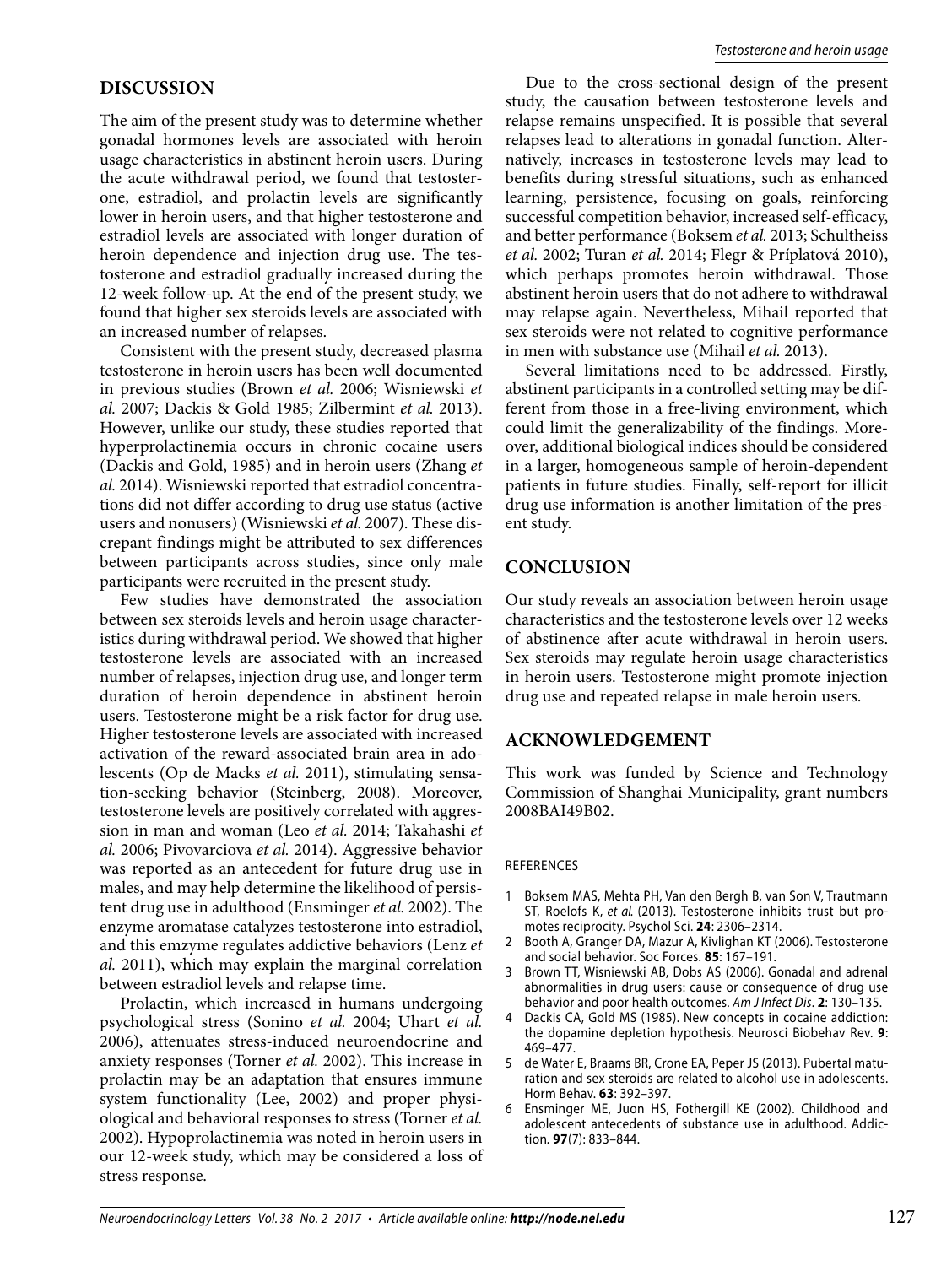## DISCUSSION

The aim of the present study was to determine whether gonadal hormones levels are associated with heroin usage characteristics in abstinent heroin users. During the acute withdrawal period, we found that testosterone, estradiol, and prolactin levels are significantly lower in heroin users, and that higher testosterone and estradiol levels are associated with longer duration of heroin dependence and injection drug use. The testosterone and estradiol gradually increased during the 12-week follow-up. At the end of the present study, we found that higher sex steroids levels are associated with an increased number of relapses.

Consistent with the present study, decreased plasma testosterone in heroin users has been well documented in previous studies (Brown *et al.* 2006; Wisniewski *et al.* 2007; Dackis & Gold 1985; Zilbermint *et al.* 2013). However, unlike our study, these studies reported that hyperprolactinemia occurs in chronic cocaine users (Dackis and Gold, 1985) and in heroin users (Zhang *et al.* 2014). Wisniewski reported that estradiol concentrations did not differ according to drug use status (active users and nonusers) (Wisniewski *et al.* 2007). These discrepant findings might be attributed to sex differences between participants across studies, since only male participants were recruited in the present study.

Few studies have demonstrated the association between sex steroids levels and heroin usage characteristics during withdrawal period. We showed that higher testosterone levels are associated with an increased number of relapses, injection drug use, and longer term duration of heroin dependence in abstinent heroin users. Testosterone might be a risk factor for drug use. Higher testosterone levels are associated with increased activation of the reward-associated brain area in adolescents (Op de Macks *et al.* 2011), stimulating sensation-seeking behavior (Steinberg, 2008). Moreover, testosterone levels are positively correlated with aggression in man and woman (Leo *et al.* 2014; Takahashi *et al.* 2006; Pivovarciova *et al.* 2014). Aggressive behavior was reported as an antecedent for future drug use in males, and may help determine the likelihood of persistent drug use in adulthood (Ensminger *et al.* 2002). The enzyme aromatase catalyzes testosterone into estradiol, and this emzyme regulates addictive behaviors (Lenz *et al.* 2011), which may explain the marginal correlation between estradiol levels and relapse time.

Prolactin, which increased in humans undergoing psychological stress (Sonino *et al.* 2004; Uhart *et al.* 2006), attenuates stress-induced neuroendocrine and anxiety responses (Torner *et al.* 2002). This increase in prolactin may be an adaptation that ensures immune system functionality (Lee, 2002) and proper physiological and behavioral responses to stress (Torner *et al.* 2002). Hypoprolactinemia was noted in heroin users in our 12-week study, which may be considered a loss of stress response.

Due to the cross-sectional design of the present study, the causation between testosterone levels and relapse remains unspecified. It is possible that several relapses lead to alterations in gonadal function. Alternatively, increases in testosterone levels may lead to benefits during stressful situations, such as enhanced learning, persistence, focusing on goals, reinforcing successful competition behavior, increased self-efficacy, and better performance (Boksem *et al.* 2013; Schultheiss *et al.* 2002; Turan *et al.* 2014; Flegr & Príplatová 2010), which perhaps promotes heroin withdrawal. Those abstinent heroin users that do not adhere to withdrawal may relapse again. Nevertheless, Mihail reported that sex steroids were not related to cognitive performance in men with substance use (Mihail *et al.* 2013).

Several limitations need to be addressed. Firstly, abstinent participants in a controlled setting may be different from those in a free-living environment, which could limit the generalizability of the findings. Moreover, additional biological indices should be considered in a larger, homogeneous sample of heroin-dependent patients in future studies. Finally, self-report for illicit drug use information is another limitation of the present study.

## CONCLUSION

Our study reveals an association between heroin usage characteristics and the testosterone levels over 12 weeks of abstinence after acute withdrawal in heroin users. Sex steroids may regulate heroin usage characteristics in heroin users. Testosterone might promote injection drug use and repeated relapse in male heroin users.

## ACKNOWLEDGEMENT

This work was funded by Science and Technology Commission of Shanghai Municipality, grant numbers 2008BAI49B02.

### REFERENCES

1. Boksem MAS, Mehta PH, Van den Bergh B, van Son V, Trautmann ST, Roelofs K, *et al.* (2013). Testosterone inhibits trust but promotes reciprocity. Psychol Sci. **24**: 2306–2314.
2. Booth A, Granger DA, Mazur A, Kivlighan KT (2006). Testosterone and social behavior. Soc Forces. **85**: 167–191.
3. Brown TT, Wisniewski AB, Dobs AS (2006). Gonadal and adrenal abnormalities in drug users: cause or consequence of drug use behavior and poor health outcomes. *Am J Infect Dis*. **2**: 130–135.
4. Dackis CA, Gold MS (1985). New concepts in cocaine addiction: the dopamine depletion hypothesis. Neurosci Biobehav Rev. **9**: 469–477.
5. de Water E, Braams BR, Crone EA, Peper JS (2013). Pubertal maturation and sex steroids are related to alcohol use in adolescents. Horm Behav. **63**: 392–397.
6. Ensminger ME, Juon HS, Fothergill KE (2002). Childhood and adolescent antecedents of substance use in adulthood. Addiction. **97**(7): 833–844.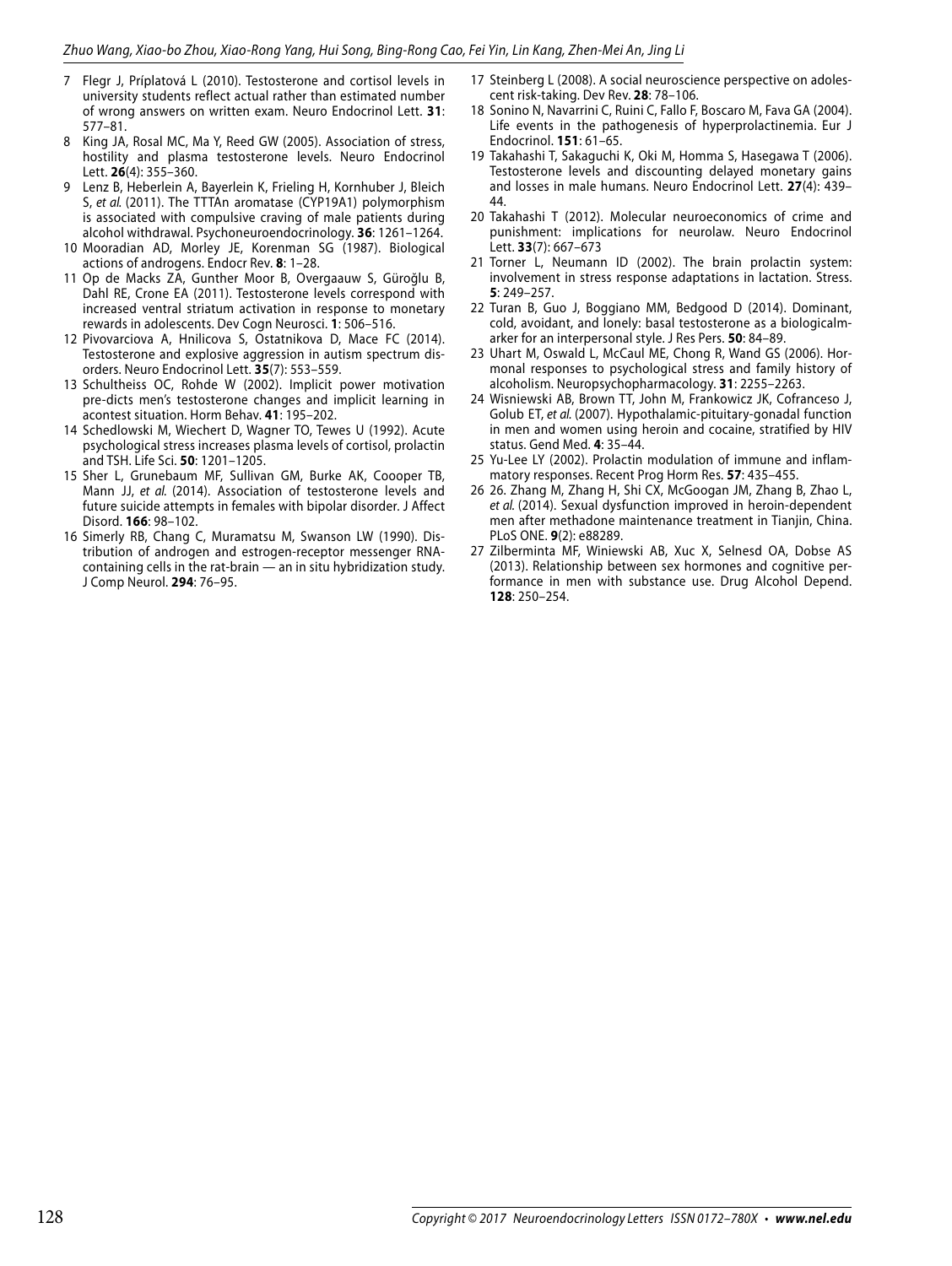7 Flegr J, Příplatová L (2010). Testosterone and cortisol levels in university students reflect actual rather than estimated number of wrong answers on written exam. Neuro Endocrinol Lett. **31**: 577–81.

8 King JA, Rosal MC, Ma Y, Reed GW (2005). Association of stress, hostility and plasma testosterone levels. Neuro Endocrinol Lett. **26**(4): 355–360.

9 Lenz B, Heberlein A, Bayerlein K, Frieling H, Kornhuber J, Bleich S, *et al.* (2011). The TTTAn aromatase (CYP19A1) polymorphism is associated with compulsive craving of male patients during alcohol withdrawal. Psychoneuroendocrinology. **36**: 1261–1264.

10 Mooradian AD, Morley JE, Korenman SG (1987). Biological actions of androgens. Endocr Rev. **8**: 1–28.

11 Op de Macks ZA, Gunther Moor B, Overgaauw S, Güroğlu B, Dahl RE, Crone EA (2011). Testosterone levels correspond with increased ventral striatum activation in response to monetary rewards in adolescents. Dev Cogn Neurosci. **1**: 506–516.

12 Pivovarciova A, Hnilicova S, Ostatnikova D, Mace FC (2014). Testosterone and explosive aggression in autism spectrum disorders. Neuro Endocrinol Lett. **35**(7): 553–559.

13 Schultheiss OC, Rohde W (2002). Implicit power motivation pre-dicts men's testosterone changes and implicit learning in acontest situation. Horm Behav. **41**: 195–202.

14 Schedlowski M, Wiechert D, Wagner TO, Tewes U (1992). Acute psychological stress increases plasma levels of cortisol, prolactin and TSH. Life Sci. **50**: 1201–1205.

15 Sher L, Grunebaum MF, Sullivan GM, Burke AK, Coooper TB, Mann JJ, *et al.* (2014). Association of testosterone levels and future suicide attempts in females with bipolar disorder. J Affect Disord. **166**: 98–102.

16 Simerly RB, Chang C, Muramatsu M, Swanson LW (1990). Distribution of androgen and estrogen-receptor messenger RNA-containing cells in the rat-brain — an in situ hybridization study. J Comp Neurol. **294**: 76–95.

17 Steinberg L (2008). A social neuroscience perspective on adolescent risk-taking. Dev Rev. **28**: 78–106.

18 Sonino N, Navarrini C, Ruini C, Fallo F, Boscaro M, Fava GA (2004). Life events in the pathogenesis of hyperprolactinemia. Eur J Endocrinol. **151**: 61–65.

19 Takahashi T, Sakaguchi K, Oki M, Homma S, Hasegawa T (2006). Testosterone levels and discounting delayed monetary gains and losses in male humans. Neuro Endocrinol Lett. **27**(4): 439–44.

20 Takahashi T (2012). Molecular neuroeconomics of crime and punishment: implications for neurolaw. Neuro Endocrinol Lett. **33**(7): 667–673

21 Torner L, Neumann ID (2002). The brain prolactin system: involvement in stress response adaptations in lactation. Stress. **5**: 249–257.

22 Turan B, Guo J, Boggiano MM, Bedgood D (2014). Dominant, cold, avoidant, and lonely: basal testosterone as a biologicalmarker for an interpersonal style. J Res Pers. **50**: 84–89.

23 Uhart M, Oswald L, McCaul ME, Chong R, Wand GS (2006). Hormonal responses to psychological stress and family history of alcoholism. Neuropsychopharmacology. **31**: 2255–2263.

24 Wisniewski AB, Brown TT, John M, Frankowicz JK, Cofranceso J, Golub ET, *et al.* (2007). Hypothalamic-pituitary-gonadal function in men and women using heroin and cocaine, stratified by HIV status. Gend Med. **4**: 35–44.

25 Yu-Lee LY (2002). Prolactin modulation of immune and inflammatory responses. Recent Prog Horm Res. **57**: 435–455.

26 26. Zhang M, Zhang H, Shi CX, McGoogan JM, Zhang B, Zhao L, *et al.* (2014). Sexual dysfunction improved in heroin-dependent men after methadone maintenance treatment in Tianjin, China. PLoS ONE. **9**(2): e88289.

27 Zilberminta MF, Winiewski AB, Xuc X, Selnesd OA, Dobse AS (2013). Relationship between sex hormones and cognitive performance in men with substance use. Drug Alcohol Depend. **128**: 250–254.